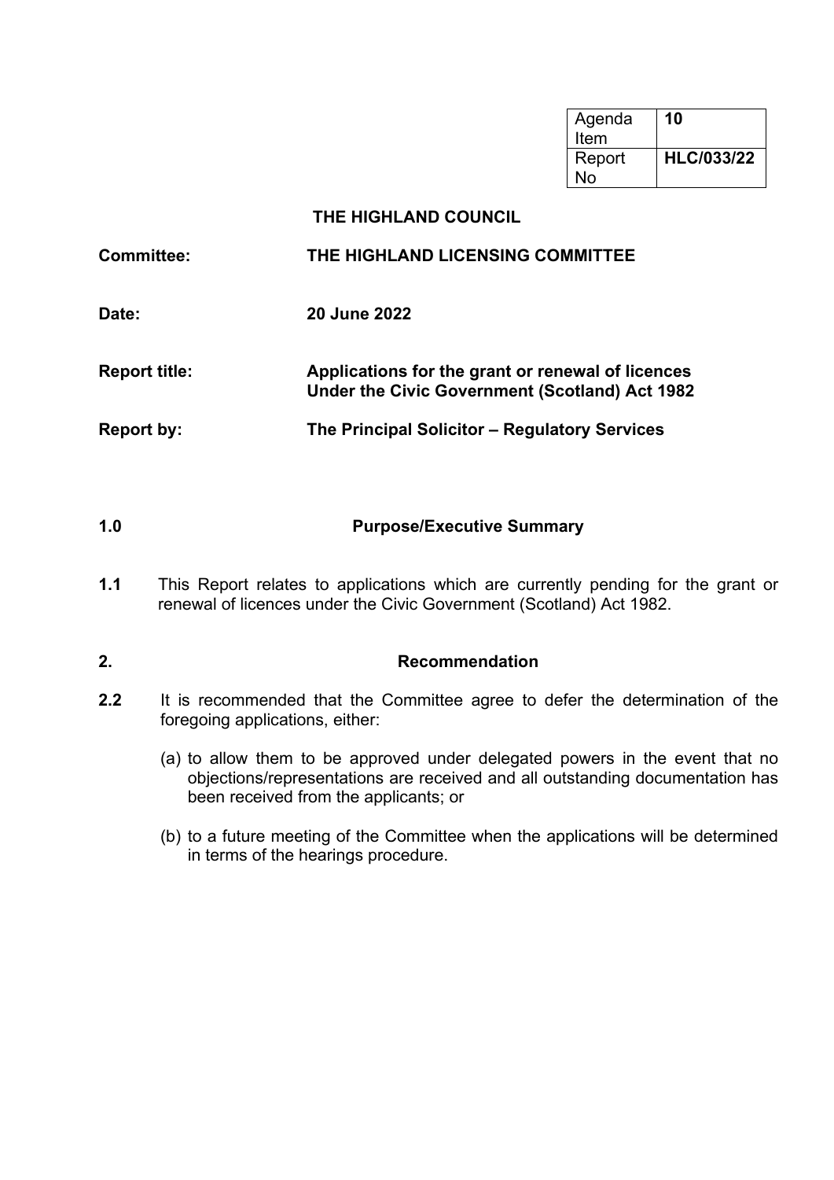| Agenda Item | **10** |
|---|---|
| Report No | **HLC/033/22** |

**THE HIGHLAND COUNCIL**

| | |
|---|---|
| **Committee:** | **THE HIGHLAND LICENSING COMMITTEE** |
| **Date:** | **20 June 2022** |
| **Report title:** | **Applications for the grant or renewal of licences Under the Civic Government (Scotland) Act 1982** |
| **Report by:** | **The Principal Solicitor – Regulatory Services** |

## 1.0 Purpose/Executive Summary

**1.1** This Report relates to applications which are currently pending for the grant or renewal of licences under the Civic Government (Scotland) Act 1982.

## 2. Recommendation

**2.2** It is recommended that the Committee agree to defer the determination of the foregoing applications, either:

(a) to allow them to be approved under delegated powers in the event that no objections/representations are received and all outstanding documentation has been received from the applicants; or

(b) to a future meeting of the Committee when the applications will be determined in terms of the hearings procedure.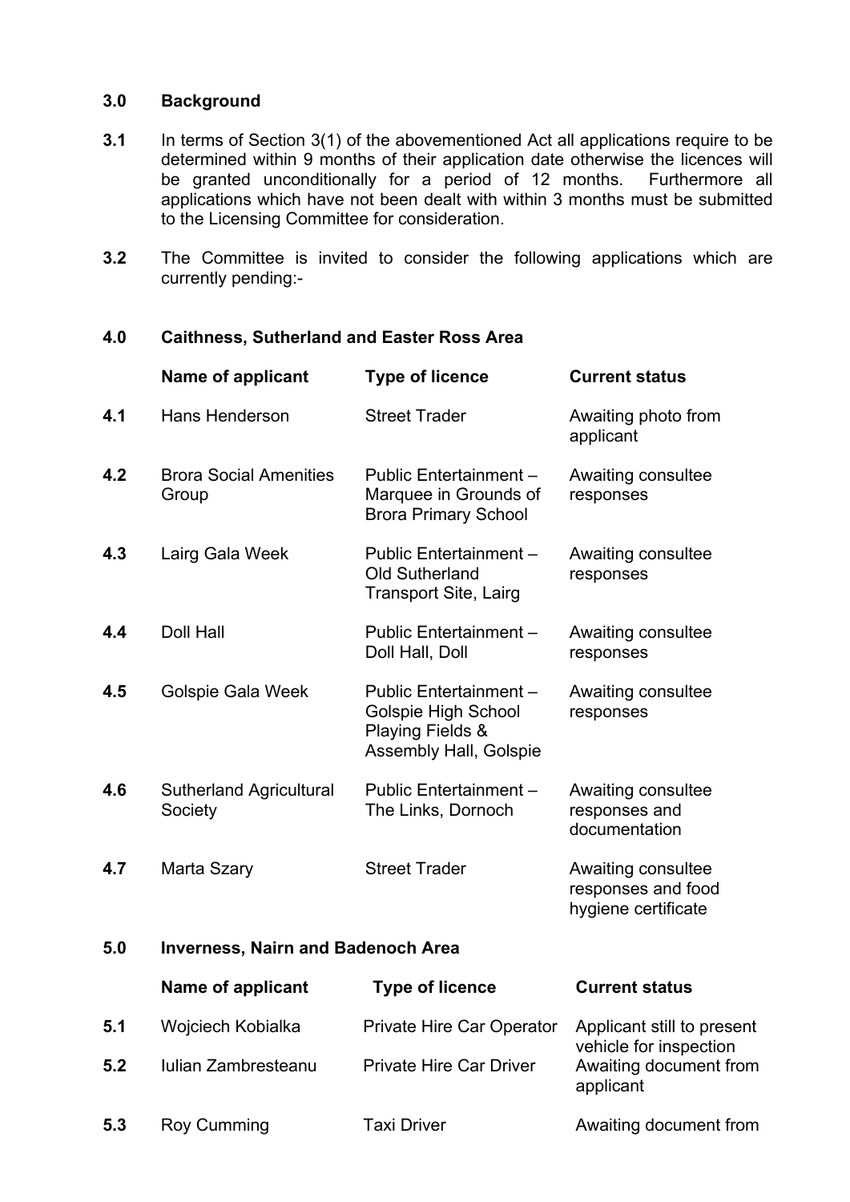## 3.0 Background

**3.1** In terms of Section 3(1) of the abovementioned Act all applications require to be determined within 9 months of their application date otherwise the licences will be granted unconditionally for a period of 12 months. Furthermore all applications which have not been dealt with within 3 months must be submitted to the Licensing Committee for consideration.

**3.2** The Committee is invited to consider the following applications which are currently pending:-

## 4.0 Caithness, Sutherland and Easter Ross Area

| | Name of applicant | Type of licence | Current status |
|---|---|---|---|
| **4.1** | Hans Henderson | Street Trader | Awaiting photo from applicant |
| **4.2** | Brora Social Amenities Group | Public Entertainment – Marquee in Grounds of Brora Primary School | Awaiting consultee responses |
| **4.3** | Lairg Gala Week | Public Entertainment – Old Sutherland Transport Site, Lairg | Awaiting consultee responses |
| **4.4** | Doll Hall | Public Entertainment – Doll Hall, Doll | Awaiting consultee responses |
| **4.5** | Golspie Gala Week | Public Entertainment – Golspie High School Playing Fields & Assembly Hall, Golspie | Awaiting consultee responses |
| **4.6** | Sutherland Agricultural Society | Public Entertainment – The Links, Dornoch | Awaiting consultee responses and documentation |
| **4.7** | Marta Szary | Street Trader | Awaiting consultee responses and food hygiene certificate |

## 5.0 Inverness, Nairn and Badenoch Area

| | Name of applicant | Type of licence | Current status |
|---|---|---|---|
| **5.1** | Wojciech Kobialka | Private Hire Car Operator | Applicant still to present vehicle for inspection |
| **5.2** | Iulian Zambresteanu | Private Hire Car Driver | Awaiting document from applicant |
| **5.3** | Roy Cumming | Taxi Driver | Awaiting document from |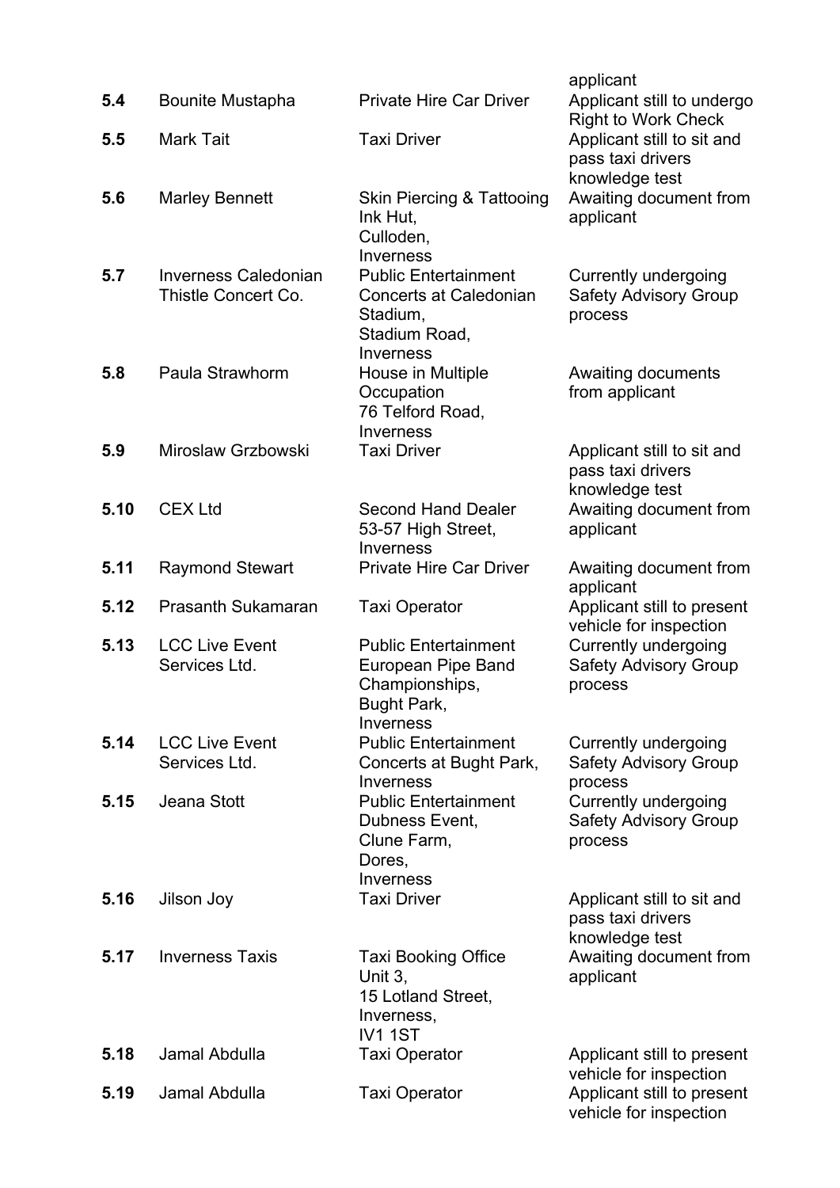| | | | applicant |
|---|---|---|---|
| **5.4** | Bounite Mustapha | Private Hire Car Driver | Applicant still to undergo Right to Work Check |
| **5.5** | Mark Tait | Taxi Driver | Applicant still to sit and pass taxi drivers knowledge test |
| **5.6** | Marley Bennett | Skin Piercing & Tattooing Ink Hut, Culloden, Inverness | Awaiting document from applicant |
| **5.7** | Inverness Caledonian Thistle Concert Co. | Public Entertainment Concerts at Caledonian Stadium, Stadium Road, Inverness | Currently undergoing Safety Advisory Group process |
| **5.8** | Paula Strawhorm | House in Multiple Occupation 76 Telford Road, Inverness | Awaiting documents from applicant |
| **5.9** | Miroslaw Grzbowski | Taxi Driver | Applicant still to sit and pass taxi drivers knowledge test |
| **5.10** | CEX Ltd | Second Hand Dealer 53-57 High Street, Inverness | Awaiting document from applicant |
| **5.11** | Raymond Stewart | Private Hire Car Driver | Awaiting document from applicant |
| **5.12** | Prasanth Sukamaran | Taxi Operator | Applicant still to present vehicle for inspection |
| **5.13** | LCC Live Event Services Ltd. | Public Entertainment European Pipe Band Championships, Bught Park, Inverness | Currently undergoing Safety Advisory Group process |
| **5.14** | LCC Live Event Services Ltd. | Public Entertainment Concerts at Bught Park, Inverness | Currently undergoing Safety Advisory Group process |
| **5.15** | Jeana Stott | Public Entertainment Dubness Event, Clune Farm, Dores, Inverness | Currently undergoing Safety Advisory Group process |
| **5.16** | Jilson Joy | Taxi Driver | Applicant still to sit and pass taxi drivers knowledge test |
| **5.17** | Inverness Taxis | Taxi Booking Office Unit 3, 15 Lotland Street, Inverness, IV1 1ST | Awaiting document from applicant |
| **5.18** | Jamal Abdulla | Taxi Operator | Applicant still to present vehicle for inspection |
| **5.19** | Jamal Abdulla | Taxi Operator | Applicant still to present vehicle for inspection |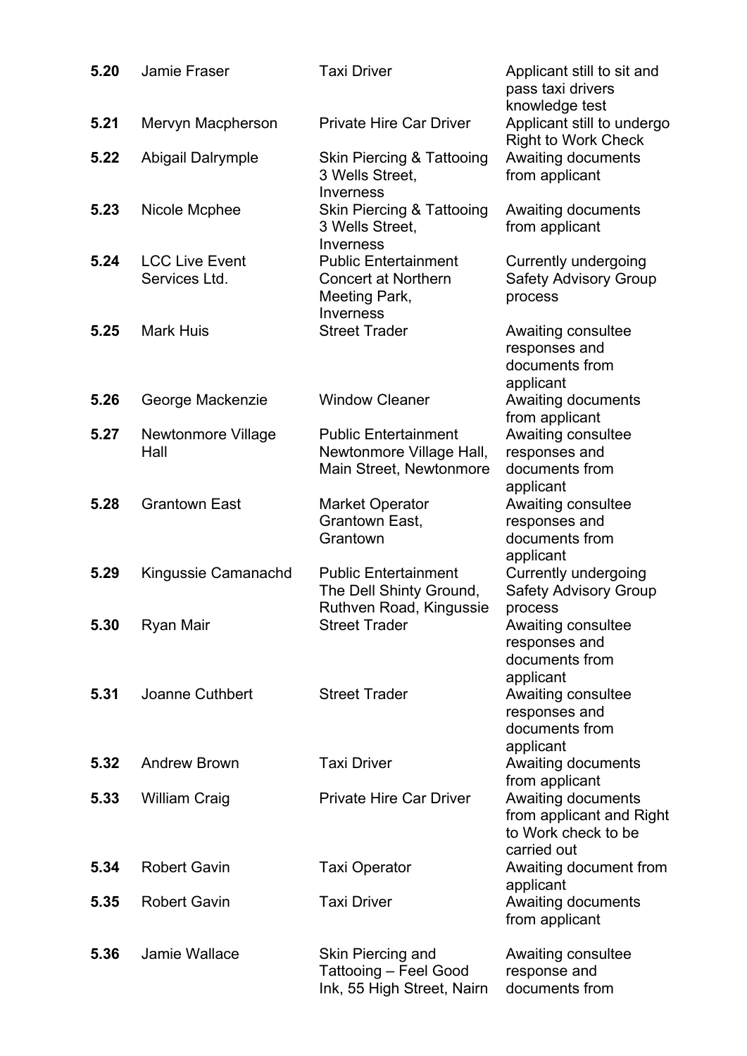| | | | |
|---|---|---|---|
| **5.20** | Jamie Fraser | Taxi Driver | Applicant still to sit and pass taxi drivers knowledge test |
| **5.21** | Mervyn Macpherson | Private Hire Car Driver | Applicant still to undergo Right to Work Check |
| **5.22** | Abigail Dalrymple | Skin Piercing & Tattooing 3 Wells Street, Inverness | Awaiting documents from applicant |
| **5.23** | Nicole Mcphee | Skin Piercing & Tattooing 3 Wells Street, Inverness | Awaiting documents from applicant |
| **5.24** | LCC Live Event Services Ltd. | Public Entertainment Concert at Northern Meeting Park, Inverness | Currently undergoing Safety Advisory Group process |
| **5.25** | Mark Huis | Street Trader | Awaiting consultee responses and documents from applicant |
| **5.26** | George Mackenzie | Window Cleaner | Awaiting documents from applicant |
| **5.27** | Newtonmore Village Hall | Public Entertainment Newtonmore Village Hall, Main Street, Newtonmore | Awaiting consultee responses and documents from applicant |
| **5.28** | Grantown East | Market Operator Grantown East, Grantown | Awaiting consultee responses and documents from applicant |
| **5.29** | Kingussie Camanachd | Public Entertainment The Dell Shinty Ground, Ruthven Road, Kingussie | Currently undergoing Safety Advisory Group process |
| **5.30** | Ryan Mair | Street Trader | Awaiting consultee responses and documents from applicant |
| **5.31** | Joanne Cuthbert | Street Trader | Awaiting consultee responses and documents from applicant |
| **5.32** | Andrew Brown | Taxi Driver | Awaiting documents from applicant |
| **5.33** | William Craig | Private Hire Car Driver | Awaiting documents from applicant and Right to Work check to be carried out |
| **5.34** | Robert Gavin | Taxi Operator | Awaiting document from applicant |
| **5.35** | Robert Gavin | Taxi Driver | Awaiting documents from applicant |
| **5.36** | Jamie Wallace | Skin Piercing and Tattooing – Feel Good Ink, 55 High Street, Nairn | Awaiting consultee response and documents from |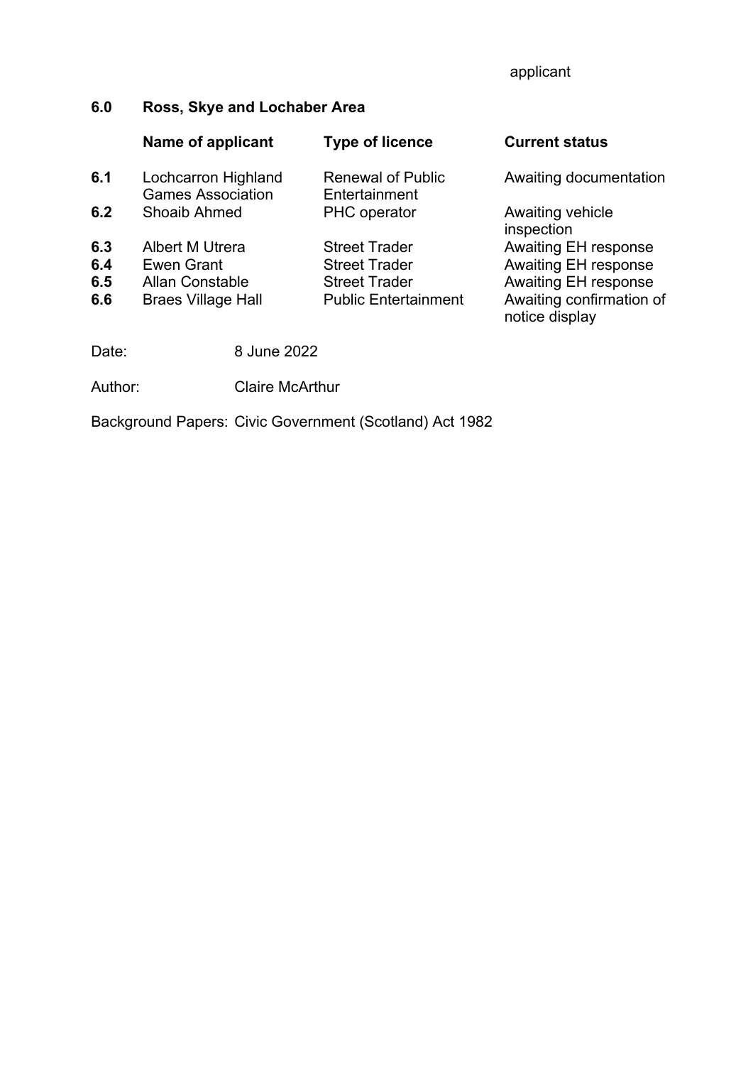applicant

## 6.0 Ross, Skye and Lochaber Area

| | Name of applicant | Type of licence | Current status |
|---|---|---|---|
| **6.1** | Lochcarron Highland Games Association | Renewal of Public Entertainment | Awaiting documentation |
| **6.2** | Shoaib Ahmed | PHC operator | Awaiting vehicle inspection |
| **6.3** | Albert M Utrera | Street Trader | Awaiting EH response |
| **6.4** | Ewen Grant | Street Trader | Awaiting EH response |
| **6.5** | Allan Constable | Street Trader | Awaiting EH response |
| **6.6** | Braes Village Hall | Public Entertainment | Awaiting confirmation of notice display |

Date: 8 June 2022

Author: Claire McArthur

Background Papers: Civic Government (Scotland) Act 1982